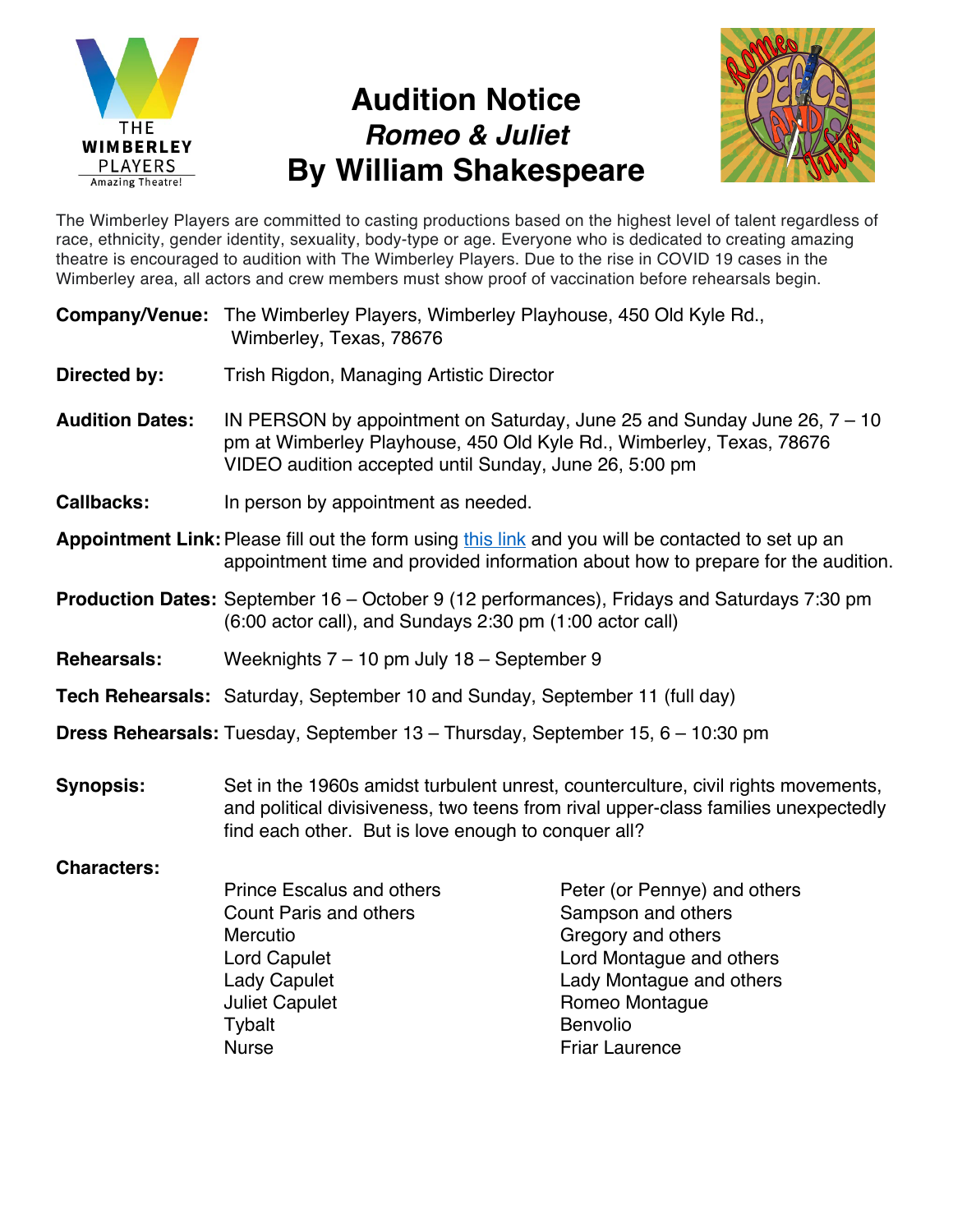# Audition Notice
## *Romeo & Juliet*
## By William Shakespeare

The Wimberley Players are committed to casting productions based on the highest level of talent regardless of race, ethnicity, gender identity, sexuality, body-type or age. Everyone who is dedicated to creating amazing theatre is encouraged to audition with The Wimberley Players. Due to the rise in COVID 19 cases in the Wimberley area, all actors and crew members must show proof of vaccination before rehearsals begin.

**Company/Venue:** The Wimberley Players, Wimberley Playhouse, 450 Old Kyle Rd., Wimberley, Texas, 78676

**Directed by:** Trish Rigdon, Managing Artistic Director

**Audition Dates:** IN PERSON by appointment on Saturday, June 25 and Sunday June 26, 7 – 10 pm at Wimberley Playhouse, 450 Old Kyle Rd., Wimberley, Texas, 78676
VIDEO audition accepted until Sunday, June 26, 5:00 pm

**Callbacks:** In person by appointment as needed.

**Appointment Link:** Please fill out the form using this link and you will be contacted to set up an appointment time and provided information about how to prepare for the audition.

**Production Dates:** September 16 – October 9 (12 performances), Fridays and Saturdays 7:30 pm (6:00 actor call), and Sundays 2:30 pm (1:00 actor call)

**Rehearsals:** Weeknights 7 – 10 pm July 18 – September 9

**Tech Rehearsals:** Saturday, September 10 and Sunday, September 11 (full day)

**Dress Rehearsals:** Tuesday, September 13 – Thursday, September 15, 6 – 10:30 pm

**Synopsis:** Set in the 1960s amidst turbulent unrest, counterculture, civil rights movements, and political divisiveness, two teens from rival upper-class families unexpectedly find each other. But is love enough to conquer all?

**Characters:**

- Prince Escalus and others
- Count Paris and others
- Mercutio
- Lord Capulet
- Lady Capulet
- Juliet Capulet
- Tybalt
- Nurse
- Peter (or Pennye) and others
- Sampson and others
- Gregory and others
- Lord Montague and others
- Lady Montague and others
- Romeo Montague
- Benvolio
- Friar Laurence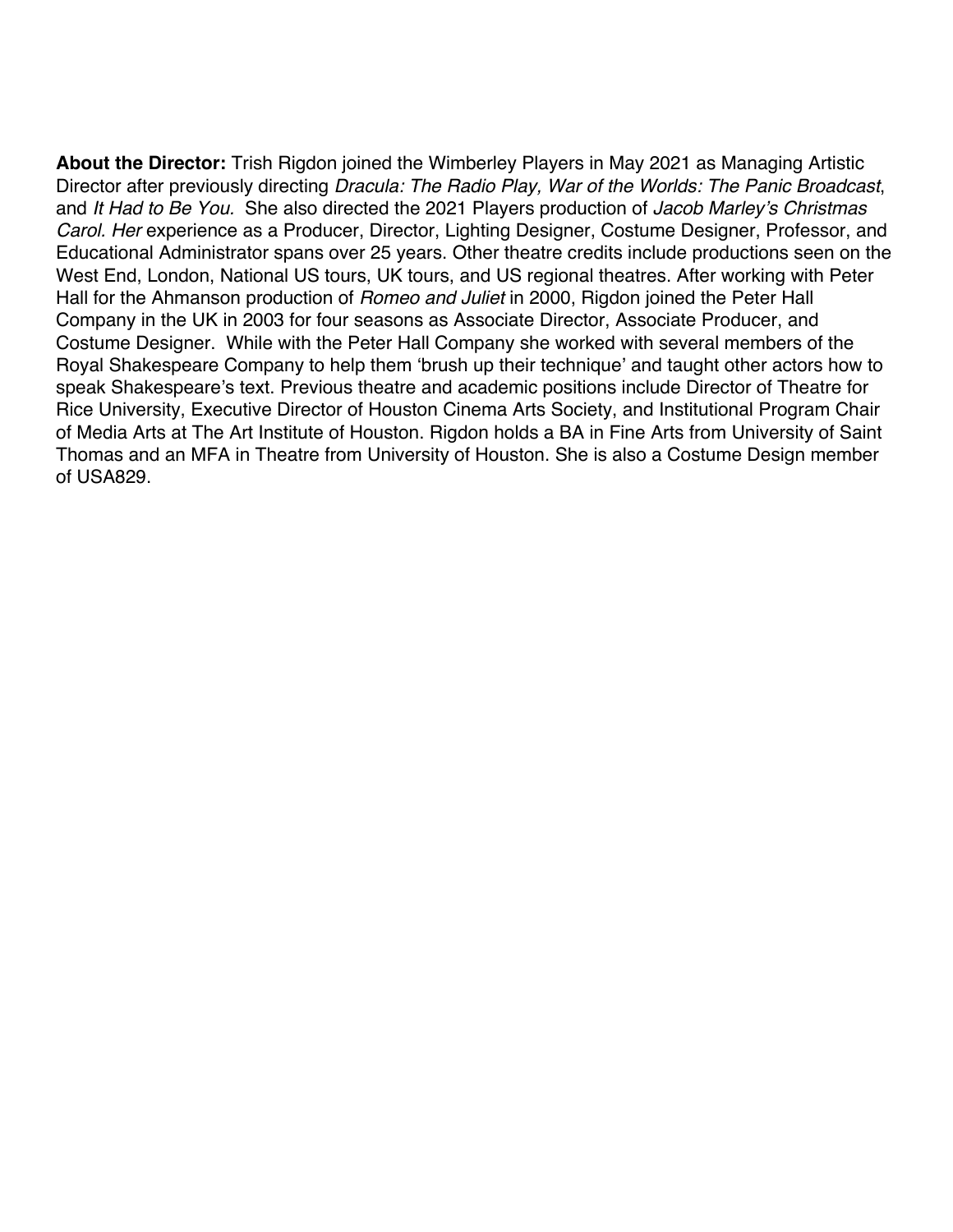**About the Director:** Trish Rigdon joined the Wimberley Players in May 2021 as Managing Artistic Director after previously directing *Dracula: The Radio Play, War of the Worlds: The Panic Broadcast*, and *It Had to Be You.* She also directed the 2021 Players production of *Jacob Marley's Christmas Carol. Her* experience as a Producer, Director, Lighting Designer, Costume Designer, Professor, and Educational Administrator spans over 25 years. Other theatre credits include productions seen on the West End, London, National US tours, UK tours, and US regional theatres. After working with Peter Hall for the Ahmanson production of *Romeo and Juliet* in 2000, Rigdon joined the Peter Hall Company in the UK in 2003 for four seasons as Associate Director, Associate Producer, and Costume Designer. While with the Peter Hall Company she worked with several members of the Royal Shakespeare Company to help them 'brush up their technique' and taught other actors how to speak Shakespeare's text. Previous theatre and academic positions include Director of Theatre for Rice University, Executive Director of Houston Cinema Arts Society, and Institutional Program Chair of Media Arts at The Art Institute of Houston. Rigdon holds a BA in Fine Arts from University of Saint Thomas and an MFA in Theatre from University of Houston. She is also a Costume Design member of USA829.